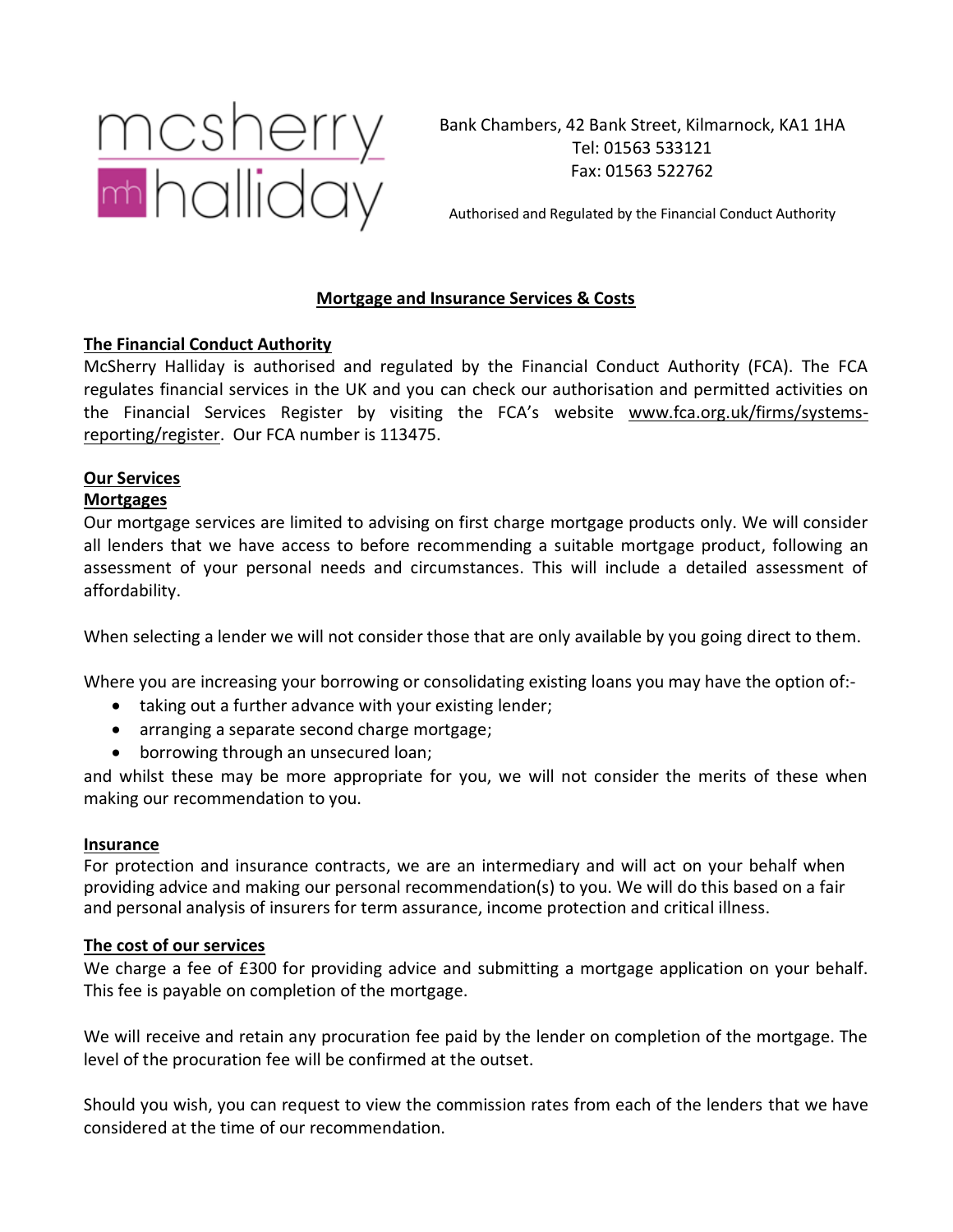mcsherry halliday

Bank Chambers, 42 Bank Street, Kilmarnock, KA1 1HA
Tel: 01563 533121
Fax: 01563 522762

Authorised and Regulated by the Financial Conduct Authority

## Mortgage and Insurance Services & Costs

### The Financial Conduct Authority

McSherry Halliday is authorised and regulated by the Financial Conduct Authority (FCA). The FCA regulates financial services in the UK and you can check our authorisation and permitted activities on the Financial Services Register by visiting the FCA's website www.fca.org.uk/firms/systems-reporting/register. Our FCA number is 113475.

### Our Services

#### Mortgages

Our mortgage services are limited to advising on first charge mortgage products only. We will consider all lenders that we have access to before recommending a suitable mortgage product, following an assessment of your personal needs and circumstances. This will include a detailed assessment of affordability.

When selecting a lender we will not consider those that are only available by you going direct to them.

Where you are increasing your borrowing or consolidating existing loans you may have the option of:-

- taking out a further advance with your existing lender;
- arranging a separate second charge mortgage;
- borrowing through an unsecured loan;

and whilst these may be more appropriate for you, we will not consider the merits of these when making our recommendation to you.

#### Insurance

For protection and insurance contracts, we are an intermediary and will act on your behalf when providing advice and making our personal recommendation(s) to you. We will do this based on a fair and personal analysis of insurers for term assurance, income protection and critical illness.

### The cost of our services

We charge a fee of £300 for providing advice and submitting a mortgage application on your behalf. This fee is payable on completion of the mortgage.

We will receive and retain any procuration fee paid by the lender on completion of the mortgage. The level of the procuration fee will be confirmed at the outset.

Should you wish, you can request to view the commission rates from each of the lenders that we have considered at the time of our recommendation.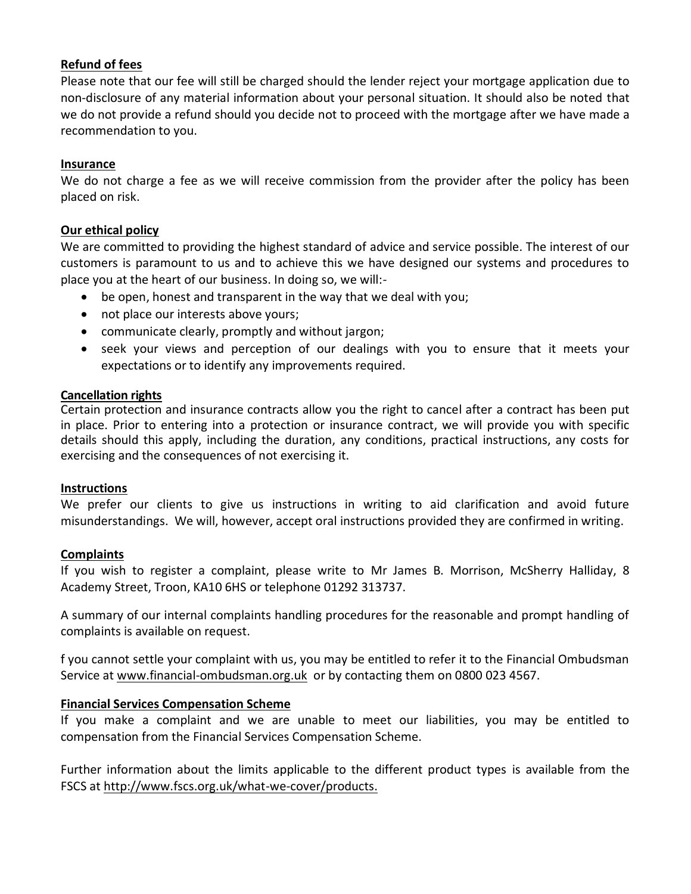**Refund of fees**

Please note that our fee will still be charged should the lender reject your mortgage application due to non-disclosure of any material information about your personal situation. It should also be noted that we do not provide a refund should you decide not to proceed with the mortgage after we have made a recommendation to you.

**Insurance**

We do not charge a fee as we will receive commission from the provider after the policy has been placed on risk.

**Our ethical policy**

We are committed to providing the highest standard of advice and service possible. The interest of our customers is paramount to us and to achieve this we have designed our systems and procedures to place you at the heart of our business. In doing so, we will:-

- be open, honest and transparent in the way that we deal with you;
- not place our interests above yours;
- communicate clearly, promptly and without jargon;
- seek your views and perception of our dealings with you to ensure that it meets your expectations or to identify any improvements required.

**Cancellation rights**

Certain protection and insurance contracts allow you the right to cancel after a contract has been put in place. Prior to entering into a protection or insurance contract, we will provide you with specific details should this apply, including the duration, any conditions, practical instructions, any costs for exercising and the consequences of not exercising it.

**Instructions**

We prefer our clients to give us instructions in writing to aid clarification and avoid future misunderstandings. We will, however, accept oral instructions provided they are confirmed in writing.

**Complaints**

If you wish to register a complaint, please write to Mr James B. Morrison, McSherry Halliday, 8 Academy Street, Troon, KA10 6HS or telephone 01292 313737.

A summary of our internal complaints handling procedures for the reasonable and prompt handling of complaints is available on request.

f you cannot settle your complaint with us, you may be entitled to refer it to the Financial Ombudsman Service at www.financial-ombudsman.org.uk or by contacting them on 0800 023 4567.

**Financial Services Compensation Scheme**

If you make a complaint and we are unable to meet our liabilities, you may be entitled to compensation from the Financial Services Compensation Scheme.

Further information about the limits applicable to the different product types is available from the FSCS at http://www.fscs.org.uk/what-we-cover/products.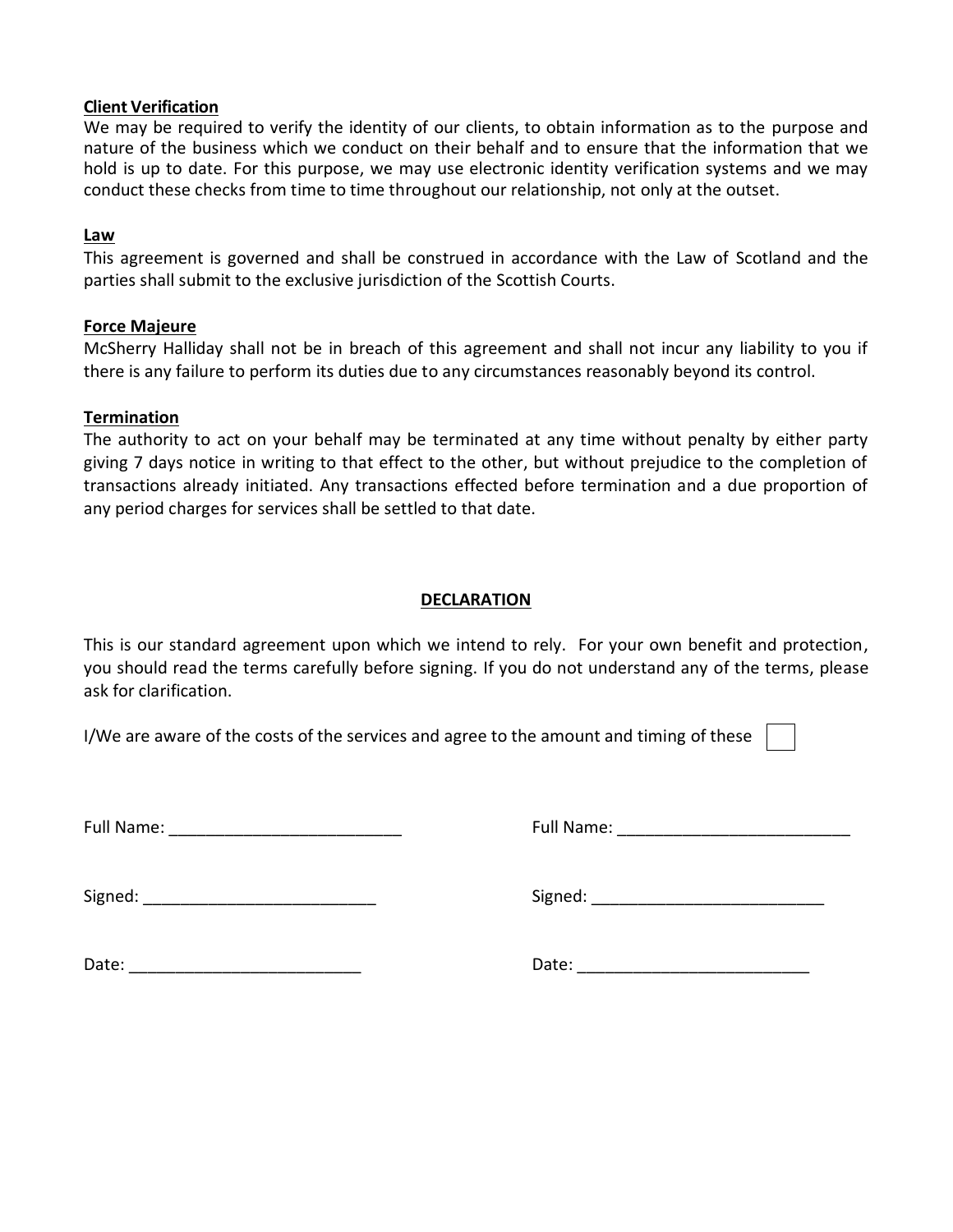**Client Verification**

We may be required to verify the identity of our clients, to obtain information as to the purpose and nature of the business which we conduct on their behalf and to ensure that the information that we hold is up to date. For this purpose, we may use electronic identity verification systems and we may conduct these checks from time to time throughout our relationship, not only at the outset.

**Law**

This agreement is governed and shall be construed in accordance with the Law of Scotland and the parties shall submit to the exclusive jurisdiction of the Scottish Courts.

**Force Majeure**

McSherry Halliday shall not be in breach of this agreement and shall not incur any liability to you if there is any failure to perform its duties due to any circumstances reasonably beyond its control.

**Termination**

The authority to act on your behalf may be terminated at any time without penalty by either party giving 7 days notice in writing to that effect to the other, but without prejudice to the completion of transactions already initiated. Any transactions effected before termination and a due proportion of any period charges for services shall be settled to that date.

## DECLARATION

This is our standard agreement upon which we intend to rely. For your own benefit and protection, you should read the terms carefully before signing. If you do not understand any of the terms, please ask for clarification.

I/We are aware of the costs of the services and agree to the amount and timing of these ☐

Full Name: _________________________

Signed: _________________________

Date: _________________________

Full Name: _________________________

Signed: _________________________

Date: _________________________